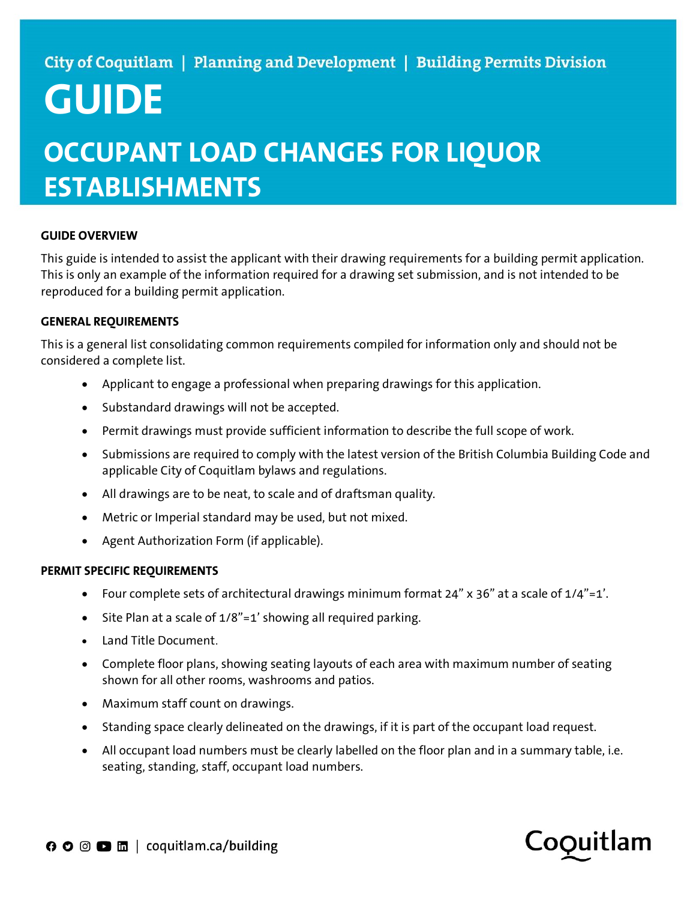City of Coquitlam | Planning and Development | Building Permits Division

# GUIDE

# OCCUPANT LOAD CHANGES FOR LIQUOR ESTABLISHMENTS

## GUIDE OVERVIEW

This guide is intended to assist the applicant with their drawing requirements for a building permit application. This is only an example of the information required for a drawing set submission, and is not intended to be reproduced for a building permit application.

## GENERAL REQUIREMENTS

This is a general list consolidating common requirements compiled for information only and should not be considered a complete list.

- Applicant to engage a professional when preparing drawings for this application.
- Substandard drawings will not be accepted.
- Permit drawings must provide sufficient information to describe the full scope of work.
- Submissions are required to comply with the latest version of the British Columbia Building Code and applicable City of Coquitlam bylaws and regulations.
- All drawings are to be neat, to scale and of draftsman quality.
- Metric or Imperial standard may be used, but not mixed.
- Agent Authorization Form (if applicable).

## PERMIT SPECIFIC REQUIREMENTS

- Four complete sets of architectural drawings minimum format 24" x 36" at a scale of 1/4"=1'.
- Site Plan at a scale of 1/8"=1' showing all required parking.
- Land Title Document.
- Complete floor plans, showing seating layouts of each area with maximum number of seating shown for all other rooms, washrooms and patios.
- Maximum staff count on drawings.
- Standing space clearly delineated on the drawings, if it is part of the occupant load request.
- All occupant load numbers must be clearly labelled on the floor plan and in a summary table, i.e. seating, standing, staff, occupant load numbers.

coquitlam.ca/building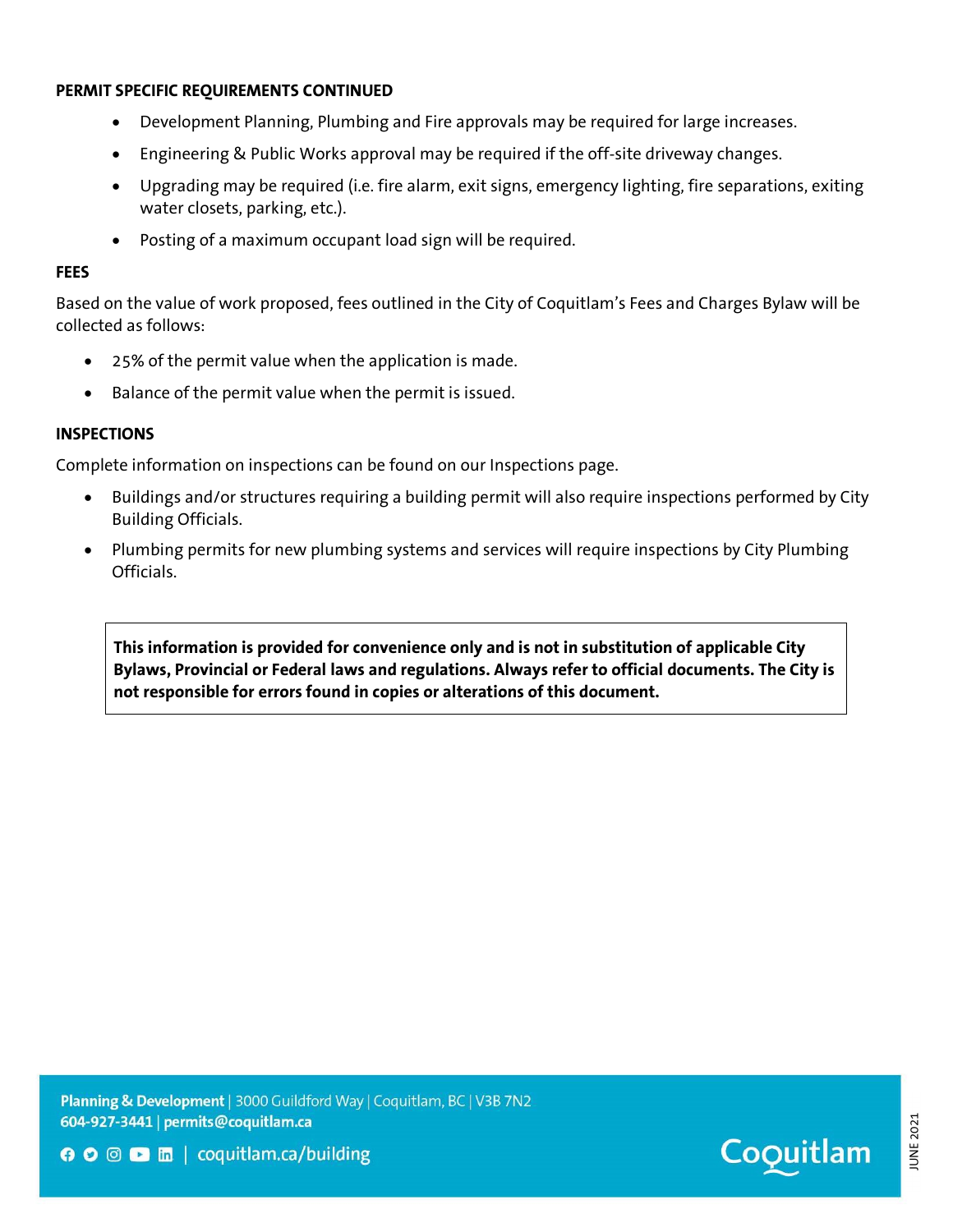**PERMIT SPECIFIC REQUIREMENTS CONTINUED**

- Development Planning, Plumbing and Fire approvals may be required for large increases.
- Engineering & Public Works approval may be required if the off-site driveway changes.
- Upgrading may be required (i.e. fire alarm, exit signs, emergency lighting, fire separations, exiting water closets, parking, etc.).
- Posting of a maximum occupant load sign will be required.

**FEES**

Based on the value of work proposed, fees outlined in the City of Coquitlam's Fees and Charges Bylaw will be collected as follows:

- 25% of the permit value when the application is made.
- Balance of the permit value when the permit is issued.

**INSPECTIONS**

Complete information on inspections can be found on our Inspections page.

- Buildings and/or structures requiring a building permit will also require inspections performed by City Building Officials.
- Plumbing permits for new plumbing systems and services will require inspections by City Plumbing Officials.

**This information is provided for convenience only and is not in substitution of applicable City Bylaws, Provincial or Federal laws and regulations. Always refer to official documents. The City is not responsible for errors found in copies or alterations of this document.**

**Planning & Development** | 3000 Guildford Way | Coquitlam, BC | V3B 7N2
**604-927-3441** | **permits@coquitlam.ca**
coquitlam.ca/building

Coquitlam

JUNE 2021